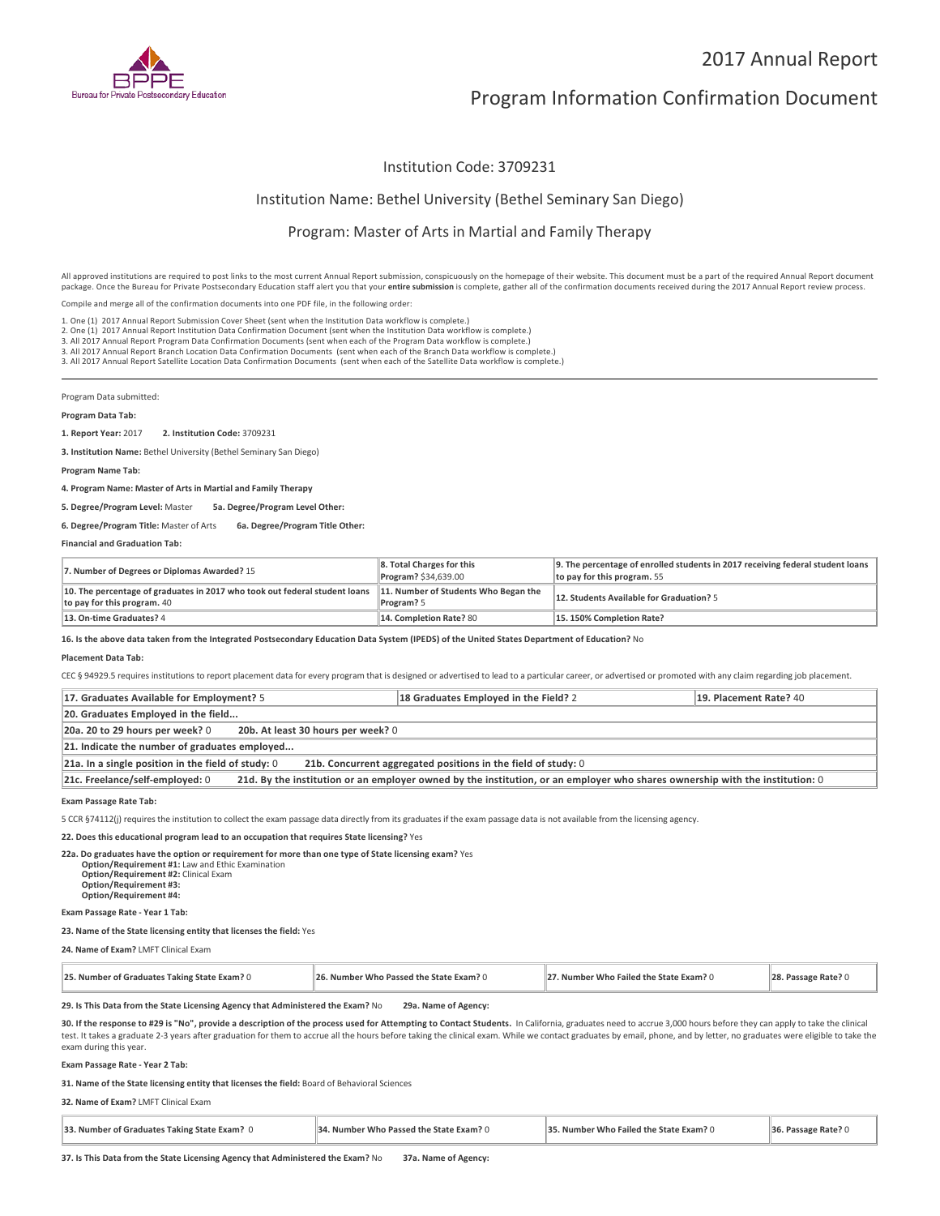# 2017 Annual Report

# Program Information Confirmation Document

Institution Code: 3709231

Institution Name: Bethel University (Bethel Seminary San Diego)

Program: Master of Arts in Martial and Family Therapy

All approved institutions are required to post links to the most current Annual Report submission, conspicuously on the homepage of their website. This document must be a part of the required Annual Report document package. Once the Bureau for Private Postsecondary Education staff alert you that your **entire submission** is complete, gather all of the confirmation documents received during the 2017 Annual Report review process.

Compile and merge all of the confirmation documents into one PDF file, in the following order:

1. One (1) 2017 Annual Report Submission Cover Sheet (sent when the Institution Data workflow is complete.)
2. One (1) 2017 Annual Report Institution Data Confirmation Document (sent when the Institution Data workflow is complete.)
3. All 2017 Annual Report Program Data Confirmation Documents (sent when each of the Program Data workflow is complete.)
3. All 2017 Annual Report Branch Location Data Confirmation Documents (sent when each of the Branch Data workflow is complete.)
3. All 2017 Annual Report Satellite Location Data Confirmation Documents (sent when each of the Satellite Data workflow is complete.)

---

Program Data submitted:

**Program Data Tab:**

**1. Report Year:** 2017 **2. Institution Code:** 3709231

**3. Institution Name:** Bethel University (Bethel Seminary San Diego)

**Program Name Tab:**

**4. Program Name: Master of Arts in Martial and Family Therapy**

**5. Degree/Program Level:** Master **5a. Degree/Program Level Other:**

**6. Degree/Program Title:** Master of Arts **6a. Degree/Program Title Other:**

**Financial and Graduation Tab:**

| | | |
|---|---|---|
| **7. Number of Degrees or Diplomas Awarded?** 15 | **8. Total Charges for this Program?** $34,639.00 | **9. The percentage of enrolled students in 2017 receiving federal student loans to pay for this program.** 55 |
| **10. The percentage of graduates in 2017 who took out federal student loans to pay for this program.** 40 | **11. Number of Students Who Began the Program?** 5 | **12. Students Available for Graduation?** 5 |
| **13. On-time Graduates?** 4 | **14. Completion Rate?** 80 | **15. 150% Completion Rate?** |

**16. Is the above data taken from the Integrated Postsecondary Education Data System (IPEDS) of the United States Department of Education?** No

**Placement Data Tab:**

CEC § 94929.5 requires institutions to report placement data for every program that is designed or advertised to lead to a particular career, or advertised or promoted with any claim regarding job placement.

| | | |
|---|---|---|
| **17. Graduates Available for Employment?** 5 | **18 Graduates Employed in the Field?** 2 | **19. Placement Rate?** 40 |
| **20. Graduates Employed in the field...** | | |
| **20a. 20 to 29 hours per week?** 0 | **20b. At least 30 hours per week?** 0 | |
| **21. Indicate the number of graduates employed...** | | |
| **21a. In a single position in the field of study:** 0 | **21b. Concurrent aggregated positions in the field of study:** 0 | |
| **21c. Freelance/self-employed:** 0 | **21d. By the institution or an employer owned by the institution, or an employer who shares ownership with the institution:** 0 | |

**Exam Passage Rate Tab:**

5 CCR §74112(j) requires the institution to collect the exam passage data directly from its graduates if the exam passage data is not available from the licensing agency.

**22. Does this educational program lead to an occupation that requires State licensing?** Yes

**22a. Do graduates have the option or requirement for more than one type of State licensing exam?** Yes
**Option/Requirement #1:** Law and Ethic Examination
**Option/Requirement #2:** Clinical Exam
**Option/Requirement #3:**
**Option/Requirement #4:**

**Exam Passage Rate - Year 1 Tab:**

**23. Name of the State licensing entity that licenses the field:** Yes

**24. Name of Exam?** LMFT Clinical Exam

| | | | |
|---|---|---|---|
| **25. Number of Graduates Taking State Exam?** 0 | **26. Number Who Passed the State Exam?** 0 | **27. Number Who Failed the State Exam?** 0 | **28. Passage Rate?** 0 |

**29. Is This Data from the State Licensing Agency that Administered the Exam?** No **29a. Name of Agency:**

**30. If the response to #29 is "No", provide a description of the process used for Attempting to Contact Students.** In California, graduates need to accrue 3,000 hours before they can apply to take the clinical test. It takes a graduate 2-3 years after graduation for them to accrue all the hours before taking the clinical exam. While we contact graduates by email, phone, and by letter, no graduates were eligible to take the exam during this year.

**Exam Passage Rate - Year 2 Tab:**

**31. Name of the State licensing entity that licenses the field:** Board of Behavioral Sciences

**32. Name of Exam?** LMFT Clinical Exam

| | | | |
|---|---|---|---|
| **33. Number of Graduates Taking State Exam?** 0 | **34. Number Who Passed the State Exam?** 0 | **35. Number Who Failed the State Exam?** 0 | **36. Passage Rate?** 0 |

**37. Is This Data from the State Licensing Agency that Administered the Exam?** No **37a. Name of Agency:**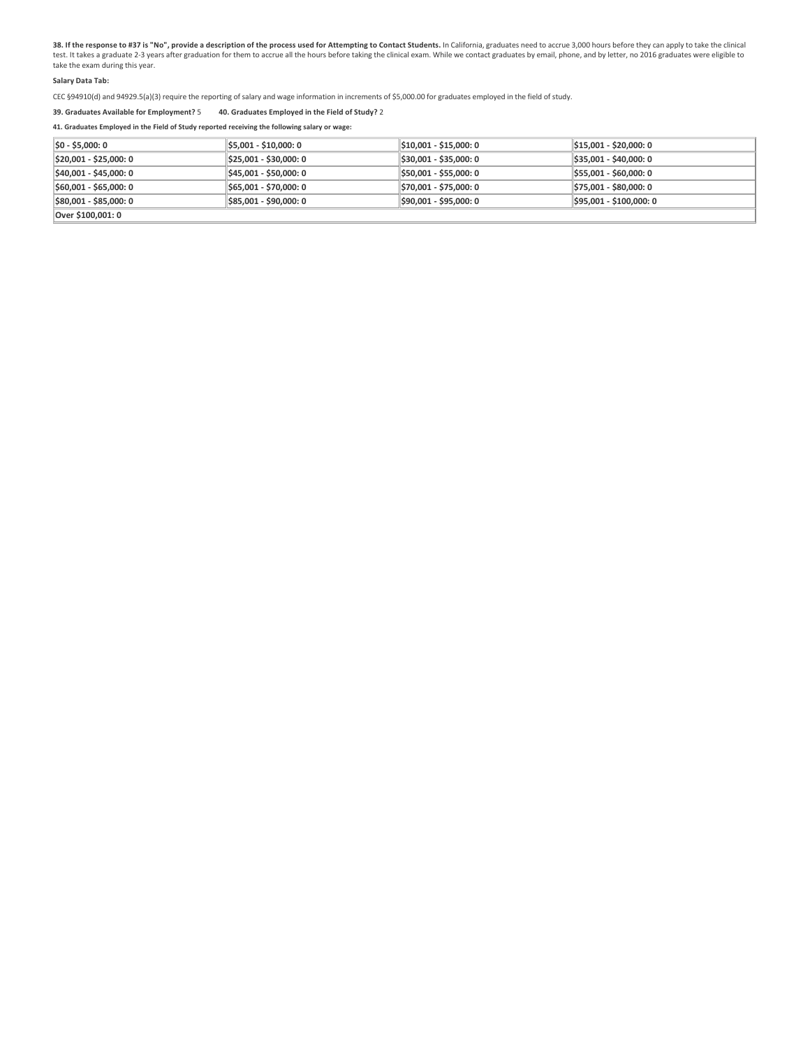**38. If the response to #37 is "No", provide a description of the process used for Attempting to Contact Students.** In California, graduates need to accrue 3,000 hours before they can apply to take the clinical test. It takes a graduate 2-3 years after graduation for them to accrue all the hours before taking the clinical exam. While we contact graduates by email, phone, and by letter, no 2016 graduates were eligible to take the exam during this year.

**Salary Data Tab:**

CEC §94910(d) and 94929.5(a)(3) require the reporting of salary and wage information in increments of $5,000.00 for graduates employed in the field of study.

**39. Graduates Available for Employment?** 5 **40. Graduates Employed in the Field of Study?** 2

**41. Graduates Employed in the Field of Study reported receiving the following salary or wage:**

| | | | |
|---|---|---|---|
| **$0 - $5,000: 0** | **$5,001 - $10,000: 0** | **$10,001 - $15,000: 0** | **$15,001 - $20,000: 0** |
| **$20,001 - $25,000: 0** | **$25,001 - $30,000: 0** | **$30,001 - $35,000: 0** | **$35,001 - $40,000: 0** |
| **$40,001 - $45,000: 0** | **$45,001 - $50,000: 0** | **$50,001 - $55,000: 0** | **$55,001 - $60,000: 0** |
| **$60,001 - $65,000: 0** | **$65,001 - $70,000: 0** | **$70,001 - $75,000: 0** | **$75,001 - $80,000: 0** |
| **$80,001 - $85,000: 0** | **$85,001 - $90,000: 0** | **$90,001 - $95,000: 0** | **$95,001 - $100,000: 0** |
| **Over $100,001: 0** | | | |